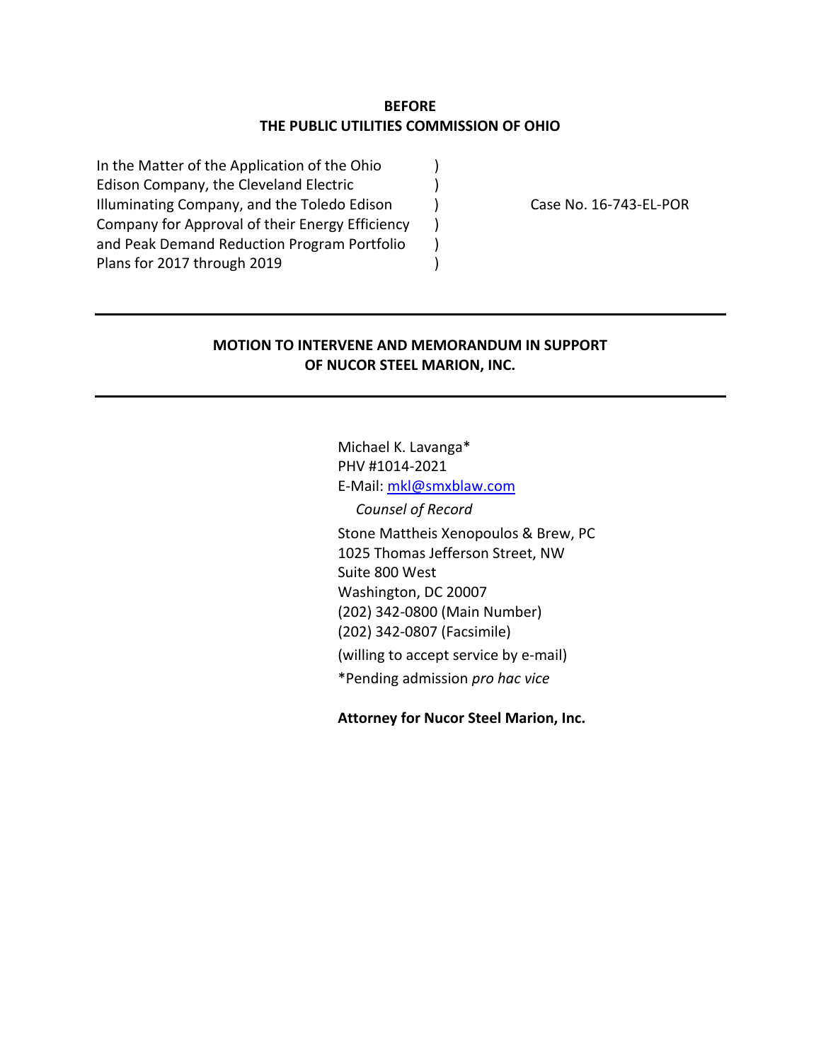**BEFORE**
**THE PUBLIC UTILITIES COMMISSION OF OHIO**

| | | |
|---|---|---|
| In the Matter of the Application of the Ohio Edison Company, the Cleveland Electric Illuminating Company, and the Toledo Edison Company for Approval of their Energy Efficiency and Peak Demand Reduction Program Portfolio Plans for 2017 through 2019 | ) ) ) ) ) ) | Case No. 16-743-EL-POR |

---

**MOTION TO INTERVENE AND MEMORANDUM IN SUPPORT OF NUCOR STEEL MARION, INC.**

---

Michael K. Lavanga*
PHV #1014-2021
E-Mail: mkl@smxblaw.com
*Counsel of Record*
Stone Mattheis Xenopoulos & Brew, PC
1025 Thomas Jefferson Street, NW
Suite 800 West
Washington, DC 20007
(202) 342-0800 (Main Number)
(202) 342-0807 (Facsimile)
(willing to accept service by e-mail)
*Pending admission *pro hac vice*

**Attorney for Nucor Steel Marion, Inc.**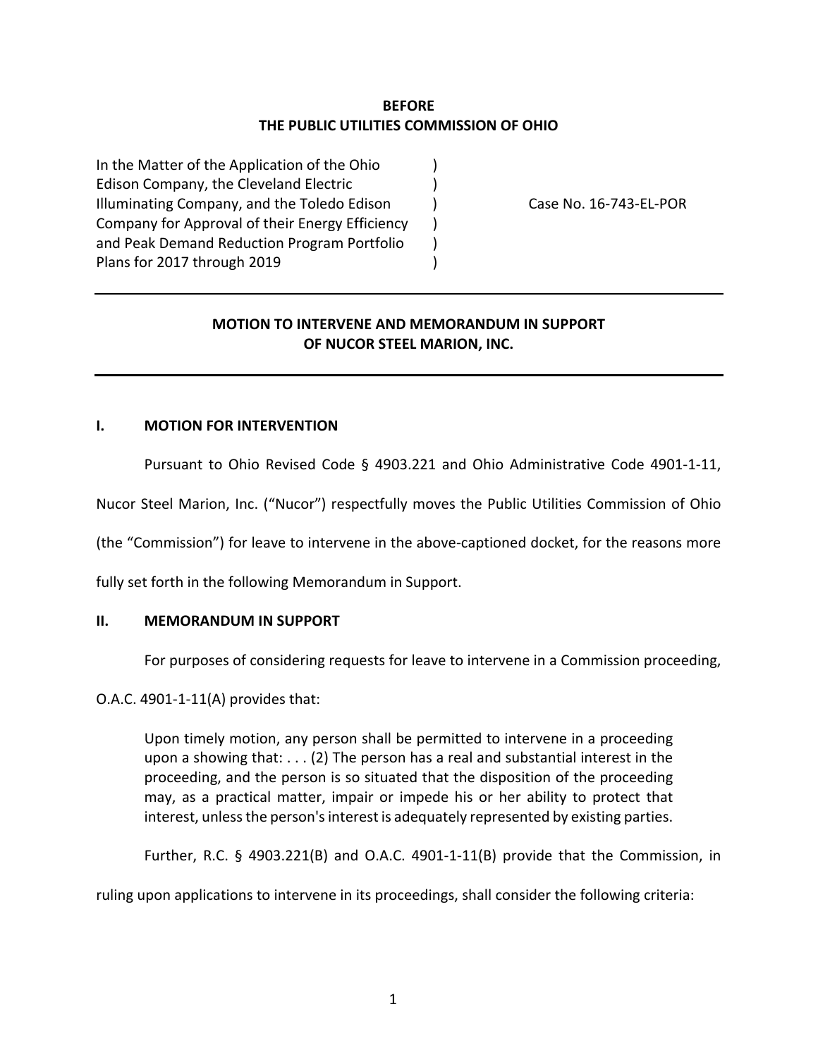**BEFORE**
**THE PUBLIC UTILITIES COMMISSION OF OHIO**

| | | |
|---|---|---|
| In the Matter of the Application of the Ohio Edison Company, the Cleveland Electric Illuminating Company, and the Toledo Edison Company for Approval of their Energy Efficiency and Peak Demand Reduction Program Portfolio Plans for 2017 through 2019 | ) ) ) ) ) ) | Case No. 16-743-EL-POR |

**MOTION TO INTERVENE AND MEMORANDUM IN SUPPORT OF NUCOR STEEL MARION, INC.**

## I. MOTION FOR INTERVENTION

Pursuant to Ohio Revised Code § 4903.221 and Ohio Administrative Code 4901-1-11, Nucor Steel Marion, Inc. ("Nucor") respectfully moves the Public Utilities Commission of Ohio (the "Commission") for leave to intervene in the above-captioned docket, for the reasons more fully set forth in the following Memorandum in Support.

## II. MEMORANDUM IN SUPPORT

For purposes of considering requests for leave to intervene in a Commission proceeding, O.A.C. 4901-1-11(A) provides that:

> Upon timely motion, any person shall be permitted to intervene in a proceeding upon a showing that: . . . (2) The person has a real and substantial interest in the proceeding, and the person is so situated that the disposition of the proceeding may, as a practical matter, impair or impede his or her ability to protect that interest, unless the person's interest is adequately represented by existing parties.

Further, R.C. § 4903.221(B) and O.A.C. 4901-1-11(B) provide that the Commission, in ruling upon applications to intervene in its proceedings, shall consider the following criteria: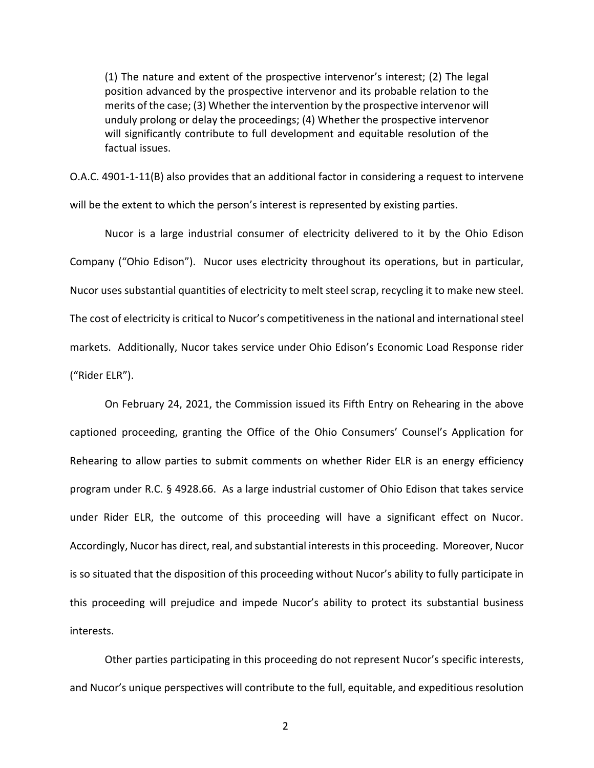> (1) The nature and extent of the prospective intervenor's interest; (2) The legal position advanced by the prospective intervenor and its probable relation to the merits of the case; (3) Whether the intervention by the prospective intervenor will unduly prolong or delay the proceedings; (4) Whether the prospective intervenor will significantly contribute to full development and equitable resolution of the factual issues.

O.A.C. 4901-1-11(B) also provides that an additional factor in considering a request to intervene will be the extent to which the person's interest is represented by existing parties.

Nucor is a large industrial consumer of electricity delivered to it by the Ohio Edison Company ("Ohio Edison"). Nucor uses electricity throughout its operations, but in particular, Nucor uses substantial quantities of electricity to melt steel scrap, recycling it to make new steel. The cost of electricity is critical to Nucor's competitiveness in the national and international steel markets. Additionally, Nucor takes service under Ohio Edison's Economic Load Response rider ("Rider ELR").

On February 24, 2021, the Commission issued its Fifth Entry on Rehearing in the above captioned proceeding, granting the Office of the Ohio Consumers' Counsel's Application for Rehearing to allow parties to submit comments on whether Rider ELR is an energy efficiency program under R.C. § 4928.66. As a large industrial customer of Ohio Edison that takes service under Rider ELR, the outcome of this proceeding will have a significant effect on Nucor. Accordingly, Nucor has direct, real, and substantial interests in this proceeding. Moreover, Nucor is so situated that the disposition of this proceeding without Nucor's ability to fully participate in this proceeding will prejudice and impede Nucor's ability to protect its substantial business interests.

Other parties participating in this proceeding do not represent Nucor's specific interests, and Nucor's unique perspectives will contribute to the full, equitable, and expeditious resolution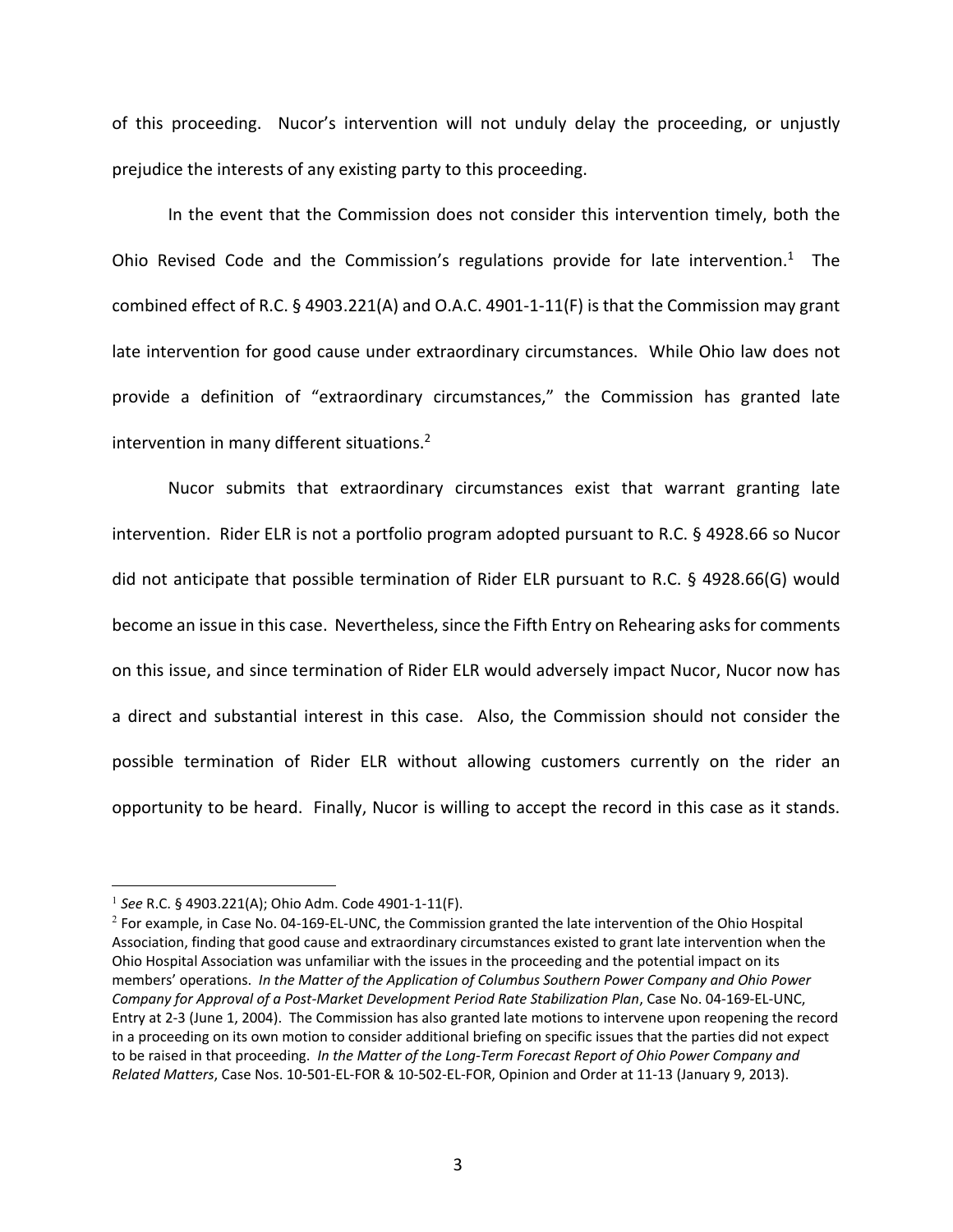of this proceeding. Nucor's intervention will not unduly delay the proceeding, or unjustly prejudice the interests of any existing party to this proceeding.

In the event that the Commission does not consider this intervention timely, both the Ohio Revised Code and the Commission's regulations provide for late intervention.[1] The combined effect of R.C. § 4903.221(A) and O.A.C. 4901-1-11(F) is that the Commission may grant late intervention for good cause under extraordinary circumstances. While Ohio law does not provide a definition of "extraordinary circumstances," the Commission has granted late intervention in many different situations.[2]

Nucor submits that extraordinary circumstances exist that warrant granting late intervention. Rider ELR is not a portfolio program adopted pursuant to R.C. § 4928.66 so Nucor did not anticipate that possible termination of Rider ELR pursuant to R.C. § 4928.66(G) would become an issue in this case. Nevertheless, since the Fifth Entry on Rehearing asks for comments on this issue, and since termination of Rider ELR would adversely impact Nucor, Nucor now has a direct and substantial interest in this case. Also, the Commission should not consider the possible termination of Rider ELR without allowing customers currently on the rider an opportunity to be heard. Finally, Nucor is willing to accept the record in this case as it stands.

---

[1] *See* R.C. § 4903.221(A); Ohio Adm. Code 4901-1-11(F).

[2] For example, in Case No. 04-169-EL-UNC, the Commission granted the late intervention of the Ohio Hospital Association, finding that good cause and extraordinary circumstances existed to grant late intervention when the Ohio Hospital Association was unfamiliar with the issues in the proceeding and the potential impact on its members' operations. *In the Matter of the Application of Columbus Southern Power Company and Ohio Power Company for Approval of a Post-Market Development Period Rate Stabilization Plan*, Case No. 04-169-EL-UNC, Entry at 2-3 (June 1, 2004). The Commission has also granted late motions to intervene upon reopening the record in a proceeding on its own motion to consider additional briefing on specific issues that the parties did not expect to be raised in that proceeding. *In the Matter of the Long-Term Forecast Report of Ohio Power Company and Related Matters*, Case Nos. 10-501-EL-FOR & 10-502-EL-FOR, Opinion and Order at 11-13 (January 9, 2013).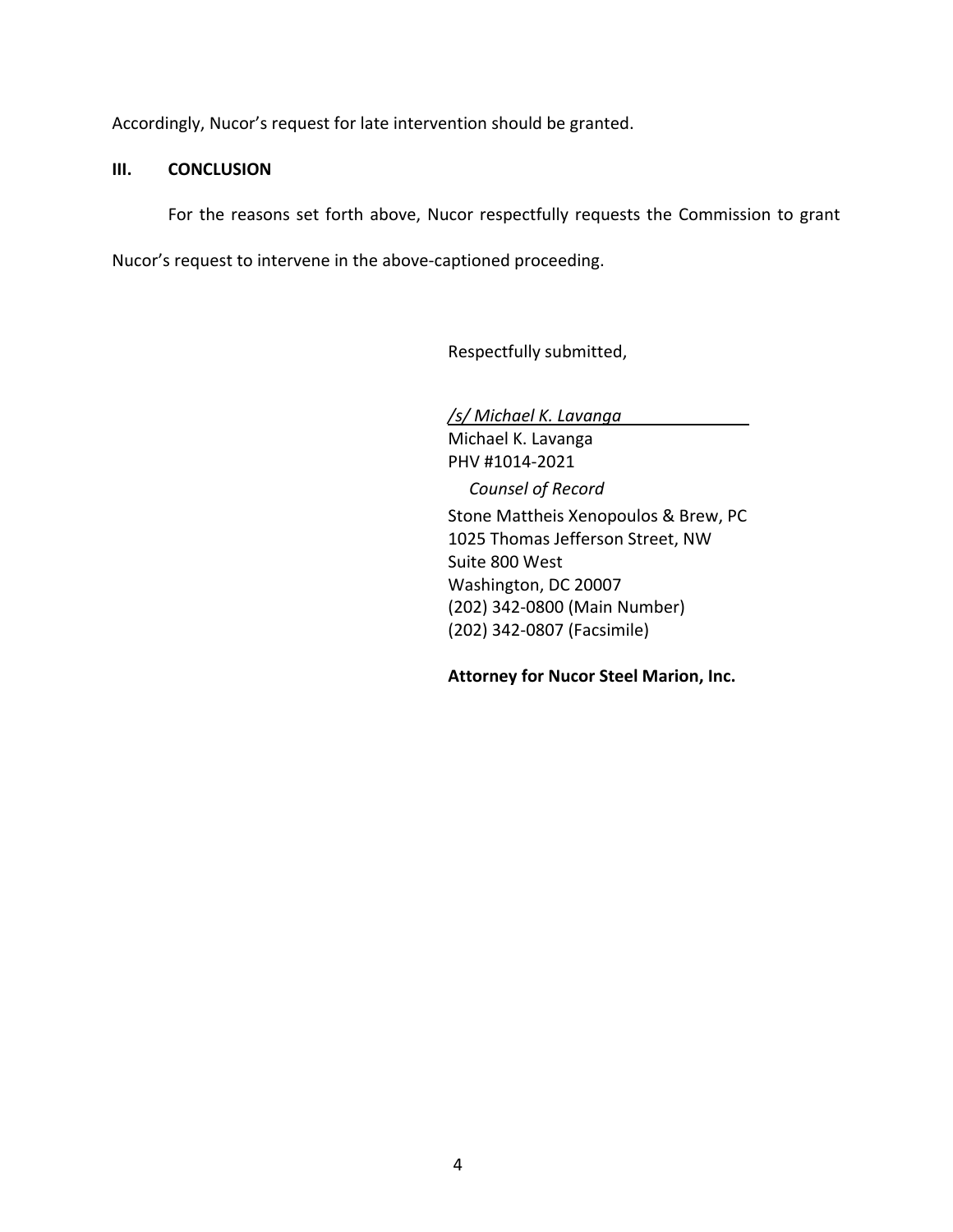Accordingly, Nucor's request for late intervention should be granted.

## III. CONCLUSION

For the reasons set forth above, Nucor respectfully requests the Commission to grant Nucor's request to intervene in the above-captioned proceeding.

Respectfully submitted,

*/s/ Michael K. Lavanga*
Michael K. Lavanga
PHV #1014-2021
*Counsel of Record*
Stone Mattheis Xenopoulos & Brew, PC
1025 Thomas Jefferson Street, NW
Suite 800 West
Washington, DC 20007
(202) 342-0800 (Main Number)
(202) 342-0807 (Facsimile)

**Attorney for Nucor Steel Marion, Inc.**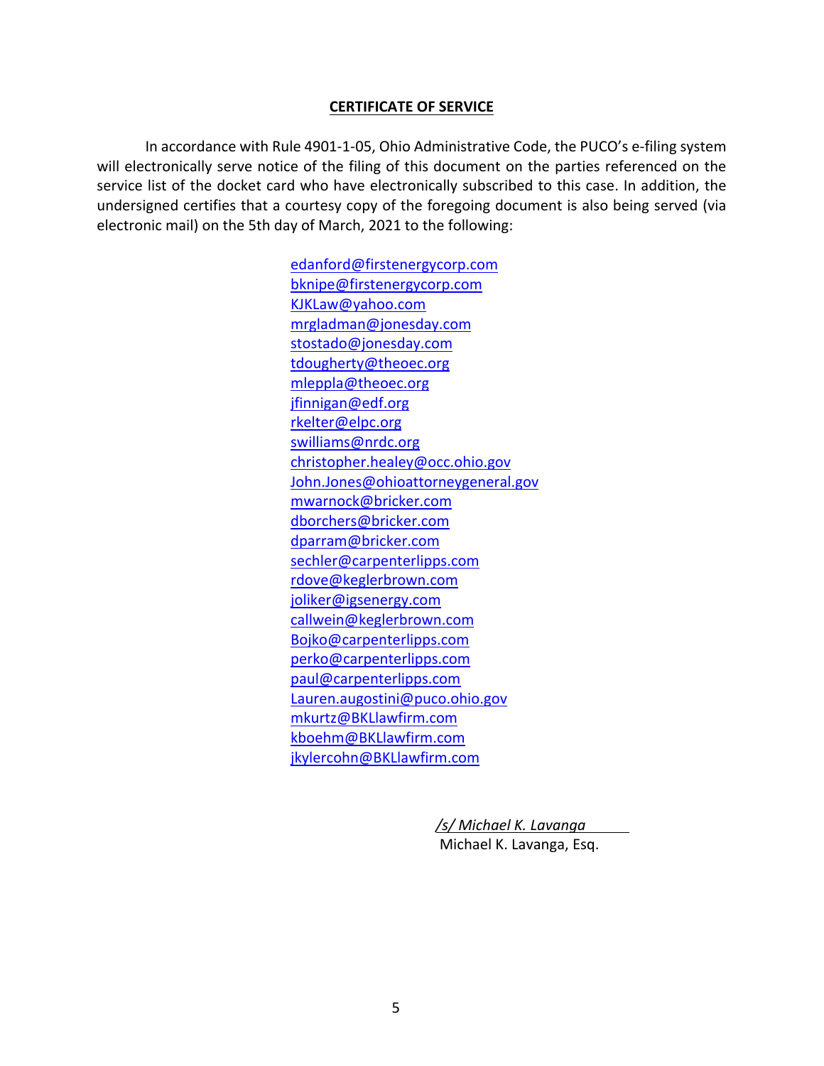## CERTIFICATE OF SERVICE

In accordance with Rule 4901-1-05, Ohio Administrative Code, the PUCO's e-filing system will electronically serve notice of the filing of this document on the parties referenced on the service list of the docket card who have electronically subscribed to this case. In addition, the undersigned certifies that a courtesy copy of the foregoing document is also being served (via electronic mail) on the 5th day of March, 2021 to the following:

edanford@firstenergycorp.com
bknipe@firstenergycorp.com
KJKLaw@yahoo.com
mrgladman@jonesday.com
stostado@jonesday.com
tdougherty@theoec.org
mleppla@theoec.org
jfinnigan@edf.org
rkelter@elpc.org
swilliams@nrdc.org
christopher.healey@occ.ohio.gov
John.Jones@ohioattorneygeneral.gov
mwarnock@bricker.com
dborchers@bricker.com
dparram@bricker.com
sechler@carpenterlipps.com
rdove@keglerbrown.com
joliker@igsenergy.com
callwein@keglerbrown.com
Bojko@carpenterlipps.com
perko@carpenterlipps.com
paul@carpenterlipps.com
Lauren.augostini@puco.ohio.gov
mkurtz@BKLlawfirm.com
kboehm@BKLlawfirm.com
jkylercohn@BKLlawfirm.com

*/s/ Michael K. Lavanga*
Michael K. Lavanga, Esq.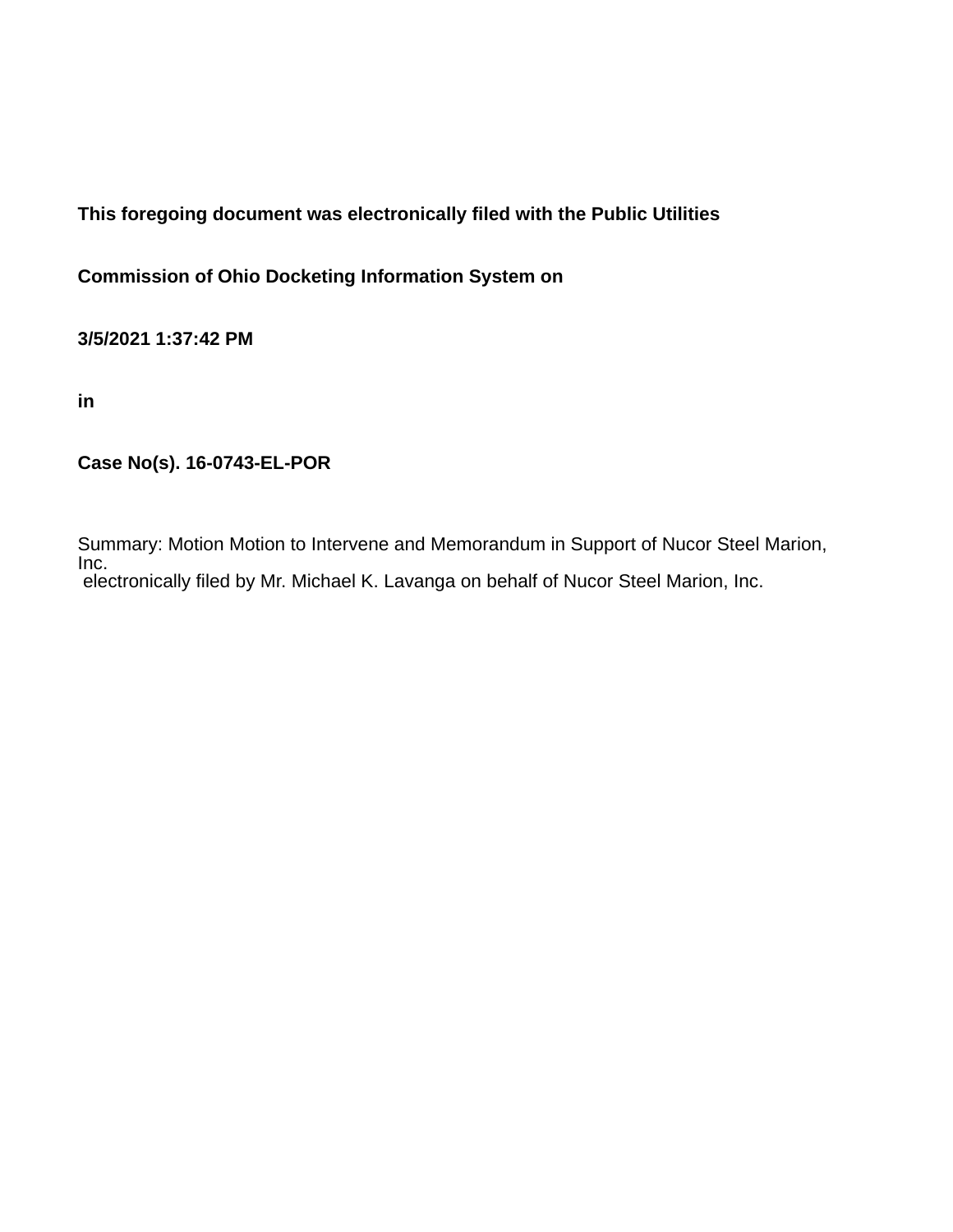**This foregoing document was electronically filed with the Public Utilities**

**Commission of Ohio Docketing Information System on**

**3/5/2021 1:37:42 PM**

**in**

**Case No(s). 16-0743-EL-POR**

Summary: Motion Motion to Intervene and Memorandum in Support of Nucor Steel Marion, Inc.
electronically filed by Mr. Michael K. Lavanga on behalf of Nucor Steel Marion, Inc.